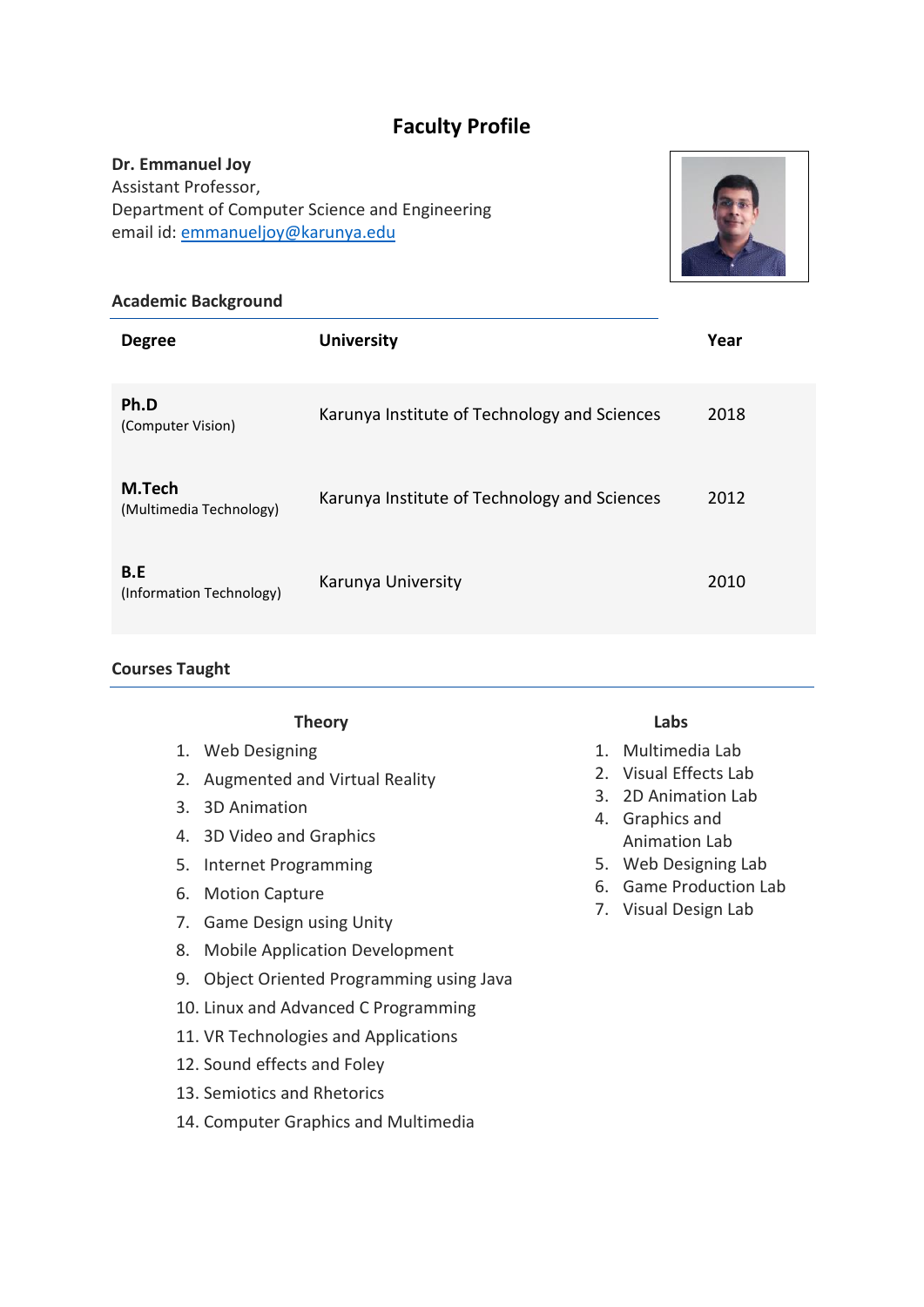# Faculty Profile

**Dr. Emmanuel Joy**
Assistant Professor,
Department of Computer Science and Engineering
email id: emmanueljoy@karunya.edu

## Academic Background

| Degree | University | Year |
|---|---|---|
| **Ph.D** (Computer Vision) | Karunya Institute of Technology and Sciences | 2018 |
| **M.Tech** (Multimedia Technology) | Karunya Institute of Technology and Sciences | 2012 |
| **B.E** (Information Technology) | Karunya University | 2010 |

## Courses Taught

**Theory**

1. Web Designing
2. Augmented and Virtual Reality
3. 3D Animation
4. 3D Video and Graphics
5. Internet Programming
6. Motion Capture
7. Game Design using Unity
8. Mobile Application Development
9. Object Oriented Programming using Java
10. Linux and Advanced C Programming
11. VR Technologies and Applications
12. Sound effects and Foley
13. Semiotics and Rhetorics
14. Computer Graphics and Multimedia

**Labs**

1. Multimedia Lab
2. Visual Effects Lab
3. 2D Animation Lab
4. Graphics and Animation Lab
5. Web Designing Lab
6. Game Production Lab
7. Visual Design Lab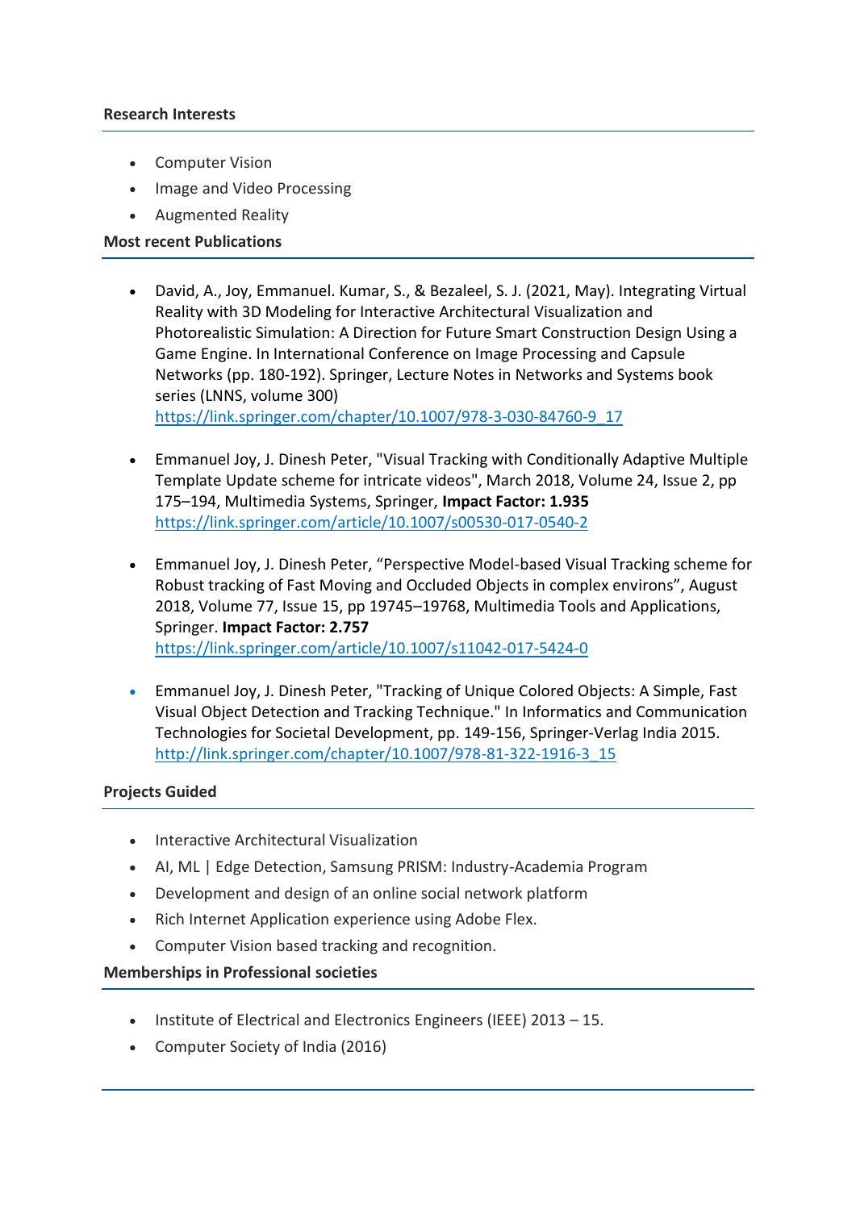**Research Interests**

- Computer Vision
- Image and Video Processing
- Augmented Reality

**Most recent Publications**

- David, A., Joy, Emmanuel. Kumar, S., & Bezaleel, S. J. (2021, May). Integrating Virtual Reality with 3D Modeling for Interactive Architectural Visualization and Photorealistic Simulation: A Direction for Future Smart Construction Design Using a Game Engine. In International Conference on Image Processing and Capsule Networks (pp. 180-192). Springer, Lecture Notes in Networks and Systems book series (LNNS, volume 300) https://link.springer.com/chapter/10.1007/978-3-030-84760-9_17

- Emmanuel Joy, J. Dinesh Peter, "Visual Tracking with Conditionally Adaptive Multiple Template Update scheme for intricate videos", March 2018, Volume 24, Issue 2, pp 175–194, Multimedia Systems, Springer, **Impact Factor: 1.935** https://link.springer.com/article/10.1007/s00530-017-0540-2

- Emmanuel Joy, J. Dinesh Peter, "Perspective Model-based Visual Tracking scheme for Robust tracking of Fast Moving and Occluded Objects in complex environs", August 2018, Volume 77, Issue 15, pp 19745–19768, Multimedia Tools and Applications, Springer. **Impact Factor: 2.757** https://link.springer.com/article/10.1007/s11042-017-5424-0

- Emmanuel Joy, J. Dinesh Peter, "Tracking of Unique Colored Objects: A Simple, Fast Visual Object Detection and Tracking Technique." In Informatics and Communication Technologies for Societal Development, pp. 149-156, Springer-Verlag India 2015. http://link.springer.com/chapter/10.1007/978-81-322-1916-3_15

**Projects Guided**

- Interactive Architectural Visualization
- AI, ML | Edge Detection, Samsung PRISM: Industry-Academia Program
- Development and design of an online social network platform
- Rich Internet Application experience using Adobe Flex.
- Computer Vision based tracking and recognition.

**Memberships in Professional societies**

- Institute of Electrical and Electronics Engineers (IEEE) 2013 – 15.
- Computer Society of India (2016)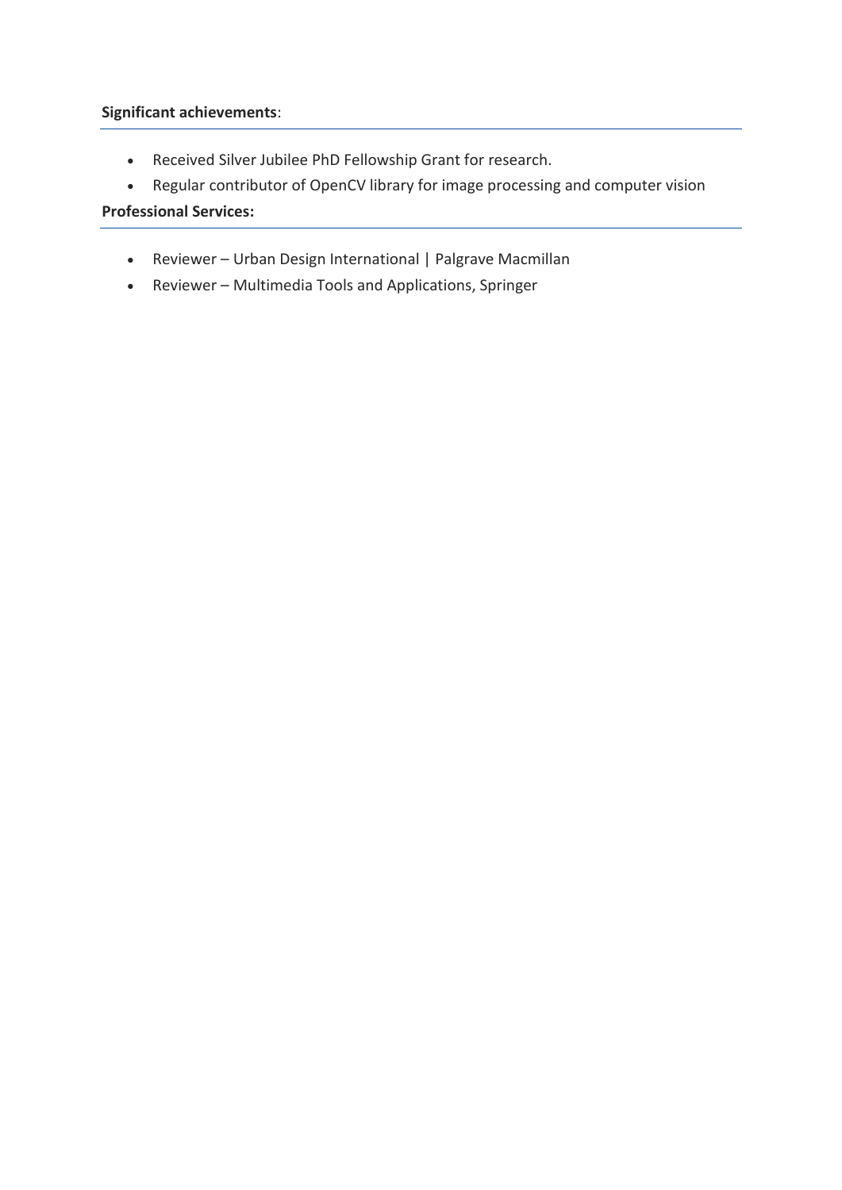**Significant achievements**:

- Received Silver Jubilee PhD Fellowship Grant for research.
- Regular contributor of OpenCV library for image processing and computer vision

**Professional Services:**

- Reviewer – Urban Design International | Palgrave Macmillan
- Reviewer – Multimedia Tools and Applications, Springer